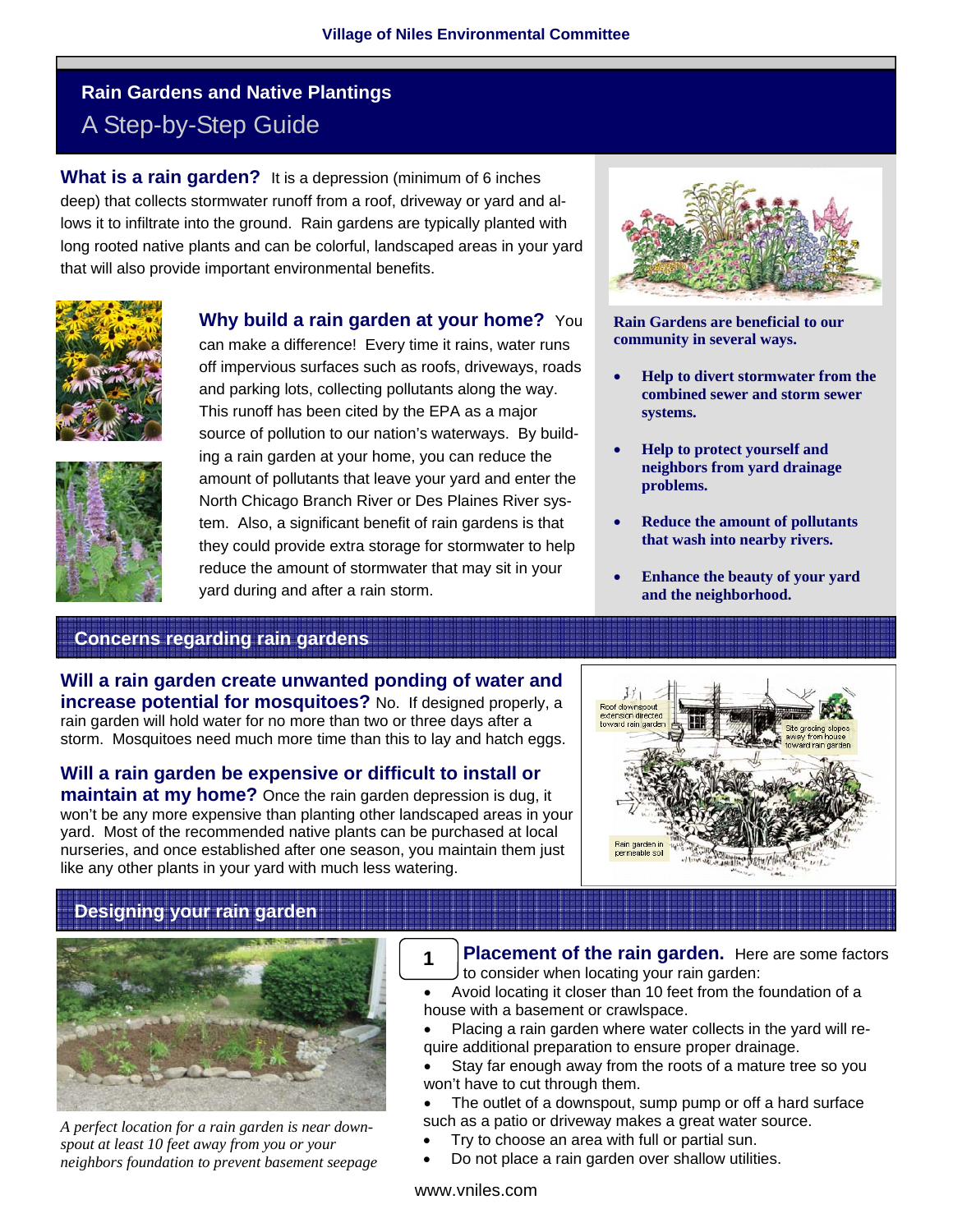Village of Niles Environmental Committee

# Rain Gardens and Native Plantings

## A Step-by-Step Guide

**What is a rain garden?** It is a depression (minimum of 6 inches deep) that collects stormwater runoff from a roof, driveway or yard and allows it to infiltrate into the ground. Rain gardens are typically planted with long rooted native plants and can be colorful, landscaped areas in your yard that will also provide important environmental benefits.

**Why build a rain garden at your home?** You can make a difference! Every time it rains, water runs off impervious surfaces such as roofs, driveways, roads and parking lots, collecting pollutants along the way. This runoff has been cited by the EPA as a major source of pollution to our nation's waterways. By building a rain garden at your home, you can reduce the amount of pollutants that leave your yard and enter the North Chicago Branch River or Des Plaines River system. Also, a significant benefit of rain gardens is that they could provide extra storage for stormwater to help reduce the amount of stormwater that may sit in your yard during and after a rain storm.

**Rain Gardens are beneficial to our community in several ways.**

- **Help to divert stormwater from the combined sewer and storm sewer systems.**
- **Help to protect yourself and neighbors from yard drainage problems.**
- **Reduce the amount of pollutants that wash into nearby rivers.**
- **Enhance the beauty of your yard and the neighborhood.**

## Concerns regarding rain gardens

**Will a rain garden create unwanted ponding of water and increase potential for mosquitoes?** No. If designed properly, a rain garden will hold water for no more than two or three days after a storm. Mosquitoes need much more time than this to lay and hatch eggs.

**Will a rain garden be expensive or difficult to install or maintain at my home?** Once the rain garden depression is dug, it won't be any more expensive than planting other landscaped areas in your yard. Most of the recommended native plants can be purchased at local nurseries, and once established after one season, you maintain them just like any other plants in your yard with much less watering.

Roof downspout extension directed toward rain garden

Site grading slopes away from house toward rain garden

Rain garden in permeable soil

## Designing your rain garden

*A perfect location for a rain garden is near downspout at least 10 feet away from you or your neighbors foundation to prevent basement seepage*

**1 Placement of the rain garden.** Here are some factors to consider when locating your rain garden:

- Avoid locating it closer than 10 feet from the foundation of a house with a basement or crawlspace.
- Placing a rain garden where water collects in the yard will require additional preparation to ensure proper drainage.
- Stay far enough away from the roots of a mature tree so you won't have to cut through them.
- The outlet of a downspout, sump pump or off a hard surface such as a patio or driveway makes a great water source.
- Try to choose an area with full or partial sun.
- Do not place a rain garden over shallow utilities.

www.vniles.com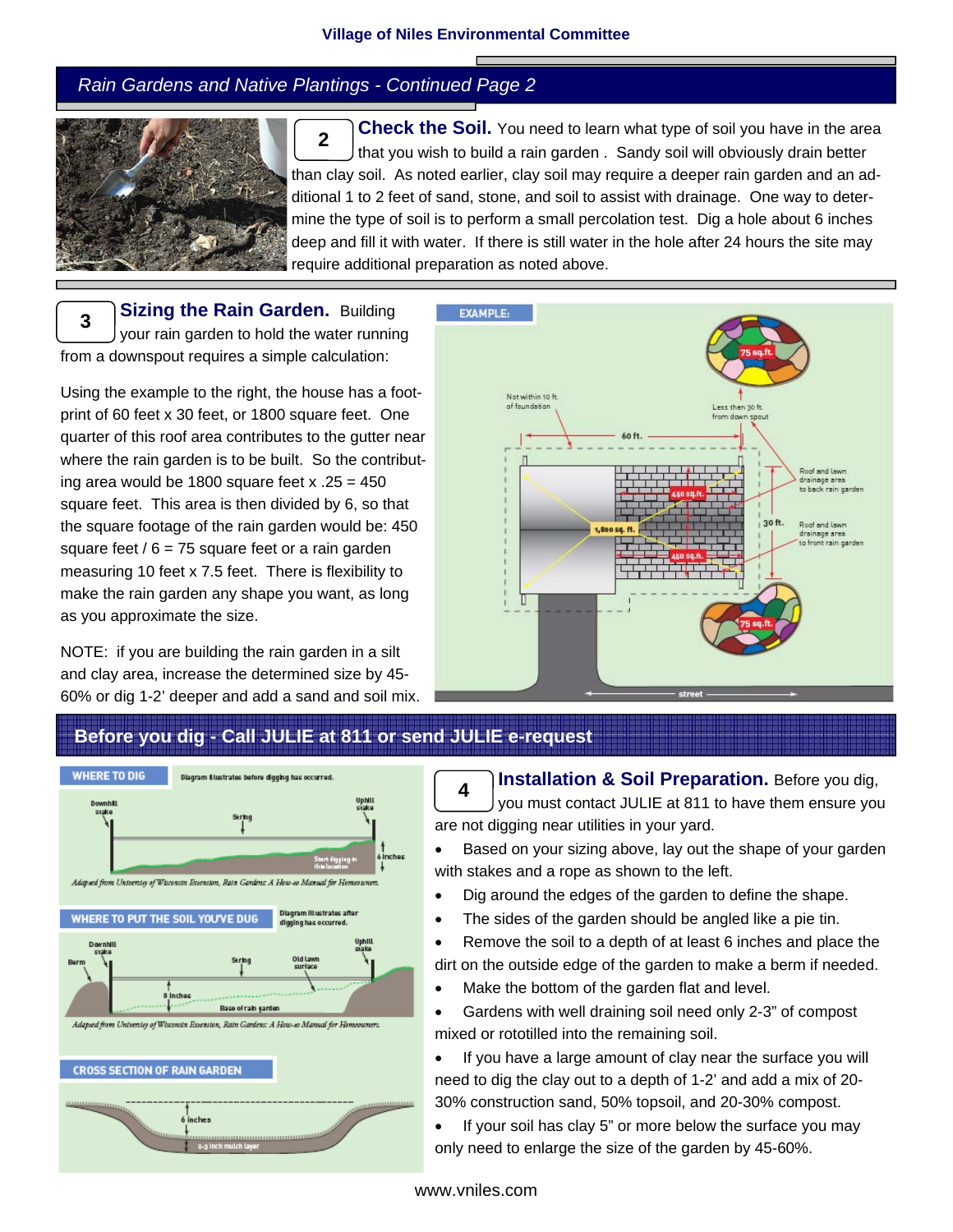Village of Niles Environmental Committee

## Rain Gardens and Native Plantings - Continued Page 2

### 2 Check the Soil.

You need to learn what type of soil you have in the area that you wish to build a rain garden . Sandy soil will obviously drain better than clay soil. As noted earlier, clay soil may require a deeper rain garden and an additional 1 to 2 feet of sand, stone, and soil to assist with drainage. One way to determine the type of soil is to perform a small percolation test. Dig a hole about 6 inches deep and fill it with water. If there is still water in the hole after 24 hours the site may require additional preparation as noted above.

### 3 Sizing the Rain Garden.

Building your rain garden to hold the water running from a downspout requires a simple calculation:

Using the example to the right, the house has a footprint of 60 feet x 30 feet, or 1800 square feet. One quarter of this roof area contributes to the gutter near where the rain garden is to be built. So the contributing area would be 1800 square feet x .25 = 450 square feet. This area is then divided by 6, so that the square footage of the rain garden would be: 450 square feet / 6 = 75 square feet or a rain garden measuring 10 feet x 7.5 feet. There is flexibility to make the rain garden any shape you want, as long as you approximate the size.

NOTE: if you are building the rain garden in a silt and clay area, increase the determined size by 45-60% or dig 1-2' deeper and add a sand and soil mix.

## Before you dig - Call JULIE at 811 or send JULIE e-request

### 4 Installation & Soil Preparation.

Before you dig, you must contact JULIE at 811 to have them ensure you are not digging near utilities in your yard.

- Based on your sizing above, lay out the shape of your garden with stakes and a rope as shown to the left.
- Dig around the edges of the garden to define the shape.
- The sides of the garden should be angled like a pie tin.
- Remove the soil to a depth of at least 6 inches and place the dirt on the outside edge of the garden to make a berm if needed.
- Make the bottom of the garden flat and level.
- Gardens with well draining soil need only 2-3" of compost mixed or rototilled into the remaining soil.
- If you have a large amount of clay near the surface you will need to dig the clay out to a depth of 1-2' and add a mix of 20-30% construction sand, 50% topsoil, and 20-30% compost.
- If your soil has clay 5" or more below the surface you may only need to enlarge the size of the garden by 45-60%.

www.vniles.com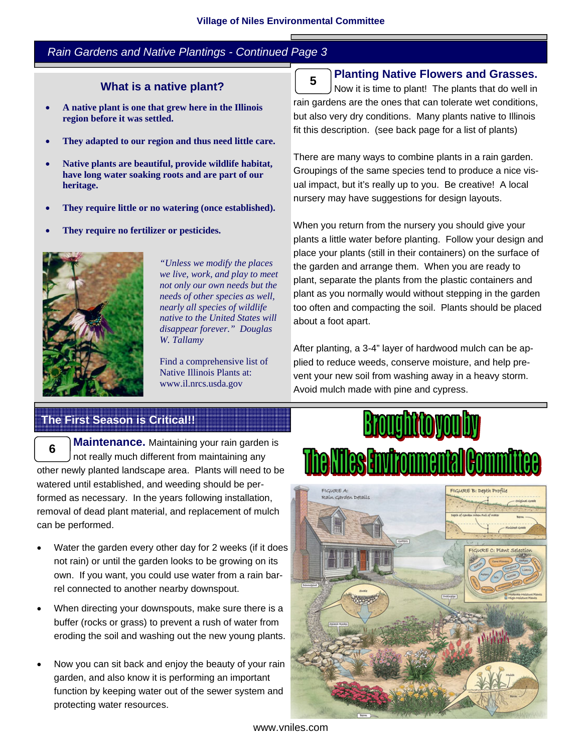## Rain Gardens and Native Plantings - Continued Page 3

### What is a native plant?

- **A native plant is one that grew here in the Illinois region before it was settled.**
- **They adapted to our region and thus need little care.**
- **Native plants are beautiful, provide wildlife habitat, have long water soaking roots and are part of our heritage.**
- **They require little or no watering (once established).**
- **They require no fertilizer or pesticides.**

*"Unless we modify the places we live, work, and play to meet not only our own needs but the needs of other species as well, nearly all species of wildlife native to the United States will disappear forever." Douglas W. Tallamy*

Find a comprehensive list of Native Illinois Plants at: www.il.nrcs.usda.gov

### 5 Planting Native Flowers and Grasses.

Now it is time to plant! The plants that do well in rain gardens are the ones that can tolerate wet conditions, but also very dry conditions. Many plants native to Illinois fit this description. (see back page for a list of plants)

There are many ways to combine plants in a rain garden. Groupings of the same species tend to produce a nice visual impact, but it's really up to you. Be creative! A local nursery may have suggestions for design layouts.

When you return from the nursery you should give your plants a little water before planting. Follow your design and place your plants (still in their containers) on the surface of the garden and arrange them. When you are ready to plant, separate the plants from the plastic containers and plant as you normally would without stepping in the garden too often and compacting the soil. Plants should be placed about a foot apart.

After planting, a 3-4" layer of hardwood mulch can be applied to reduce weeds, conserve moisture, and help prevent your new soil from washing away in a heavy storm. Avoid mulch made with pine and cypress.

## The First Season is Critical!!

### 6 Maintenance.

Maintaining your rain garden is not really much different from maintaining any other newly planted landscape area. Plants will need to be watered until established, and weeding should be performed as necessary. In the years following installation, removal of dead plant material, and replacement of mulch can be performed.

- Water the garden every other day for 2 weeks (if it does not rain) or until the garden looks to be growing on its own. If you want, you could use water from a rain barrel connected to another nearby downspout.
- When directing your downspouts, make sure there is a buffer (rocks or grass) to prevent a rush of water from eroding the soil and washing out the new young plants.
- Now you can sit back and enjoy the beauty of your rain garden, and also know it is performing an important function by keeping water out of the sewer system and protecting water resources.

**Brought to you by The Niles Environmental Committee**

www.vniles.com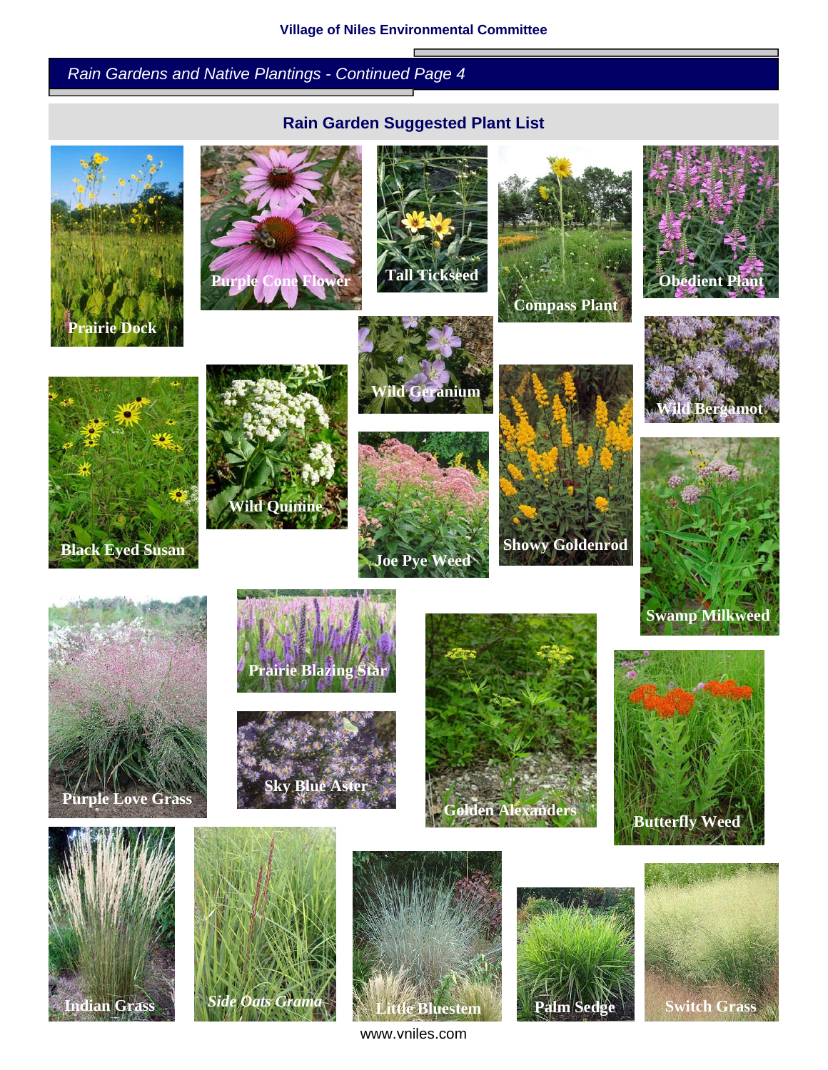## Rain Gardens and Native Plantings - Continued Page 4

### Rain Garden Suggested Plant List

Prairie Dock

Purple Cone Flower

Tall Tickseed

Compass Plant

Obedient Plant

Wild Geranium

Wild Bergamot

Black Eyed Susan

Wild Quinine

Joe Pye Weed

Showy Goldenrod

Swamp Milkweed

Purple Love Grass

Prairie Blazing Star

Sky Blue Aster

Golden Alexanders

Butterfly Weed

Indian Grass

Side Oats Grama

Little Bluestem

Palm Sedge

Switch Grass

www.vniles.com